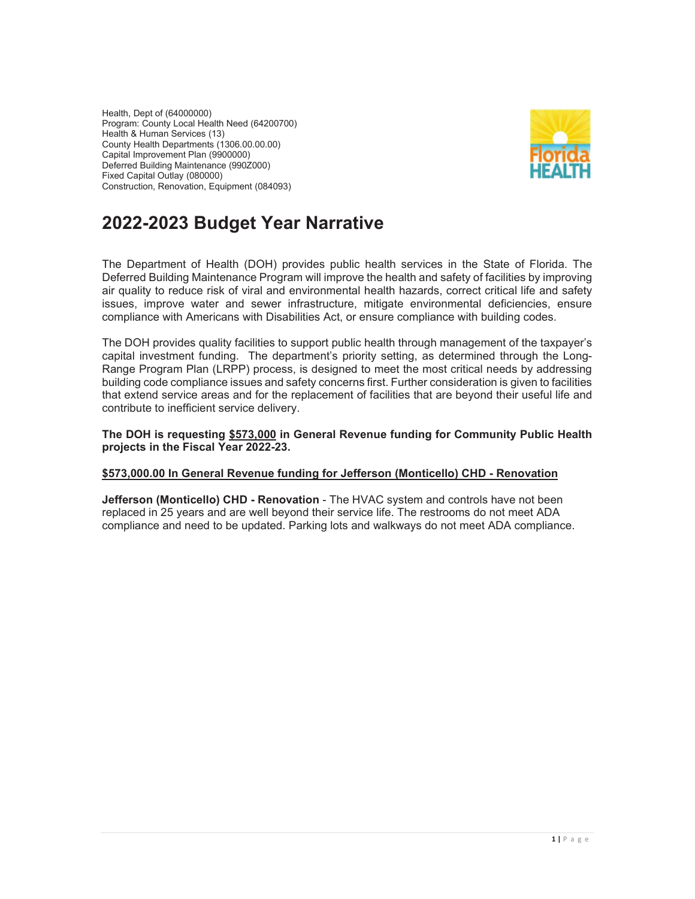Health, Dept of (64000000)
Program: County Local Health Need (64200700)
Health & Human Services (13)
County Health Departments (1306.00.00.00)
Capital Improvement Plan (9900000)
Deferred Building Maintenance (990Z000)
Fixed Capital Outlay (080000)
Construction, Renovation, Equipment (084093)

# 2022-2023 Budget Year Narrative

The Department of Health (DOH) provides public health services in the State of Florida. The Deferred Building Maintenance Program will improve the health and safety of facilities by improving air quality to reduce risk of viral and environmental health hazards, correct critical life and safety issues, improve water and sewer infrastructure, mitigate environmental deficiencies, ensure compliance with Americans with Disabilities Act, or ensure compliance with building codes.

The DOH provides quality facilities to support public health through management of the taxpayer's capital investment funding. The department's priority setting, as determined through the Long-Range Program Plan (LRPP) process, is designed to meet the most critical needs by addressing building code compliance issues and safety concerns first. Further consideration is given to facilities that extend service areas and for the replacement of facilities that are beyond their useful life and contribute to inefficient service delivery.

**The DOH is requesting <u>$573,000</u> in General Revenue funding for Community Public Health projects in the Fiscal Year 2022-23.**

**<u>$573,000.00 In General Revenue funding for Jefferson (Monticello) CHD - Renovation</u>**

**Jefferson (Monticello) CHD - Renovation** - The HVAC system and controls have not been replaced in 25 years and are well beyond their service life. The restrooms do not meet ADA compliance and need to be updated. Parking lots and walkways do not meet ADA compliance.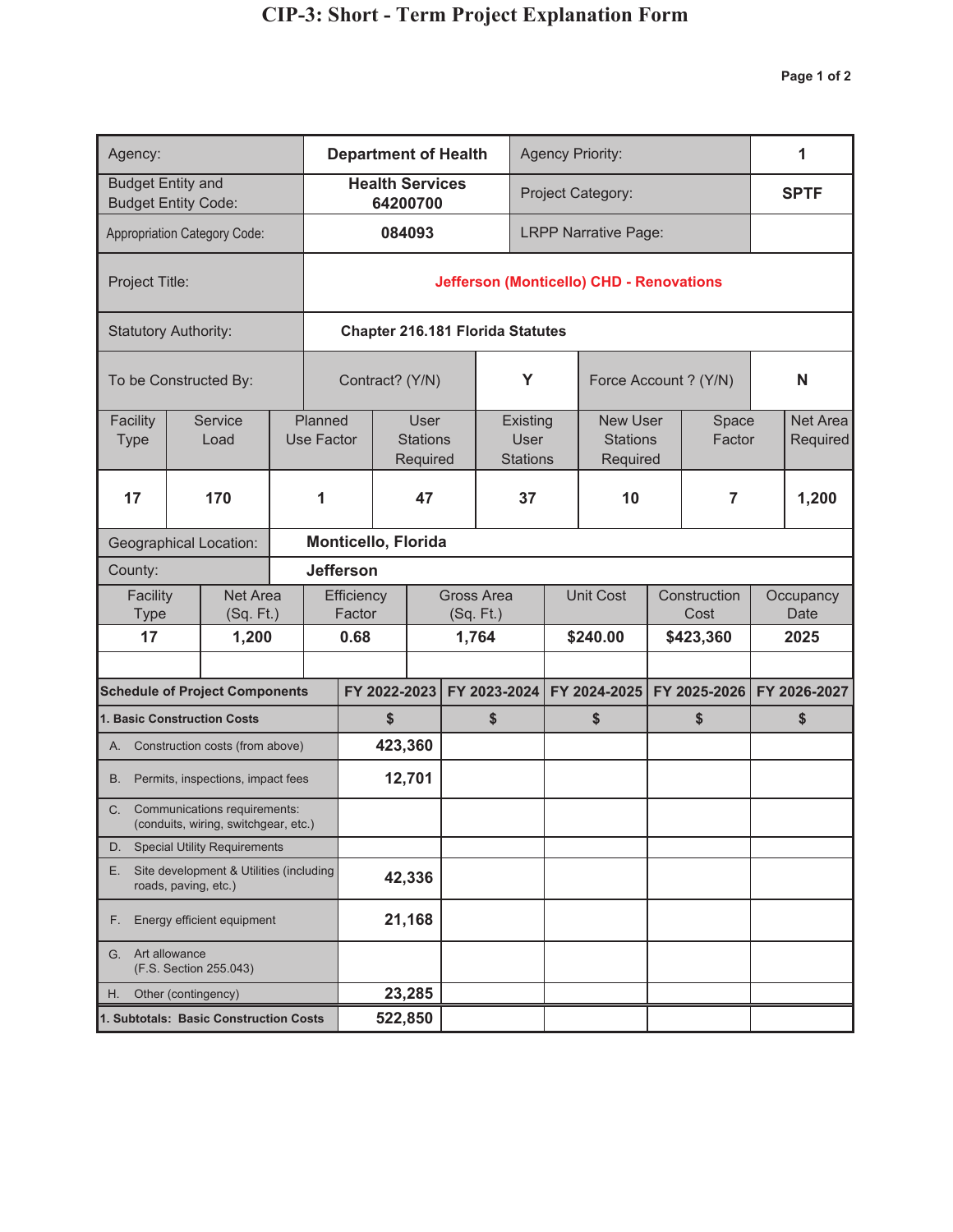# CIP-3: Short - Term Project Explanation Form

| | | | |
|---|---|---|---|
| Agency: | **Department of Health** | Agency Priority: | **1** |
| Budget Entity and Budget Entity Code: | **Health Services 64200700** | Project Category: | **SPTF** |
| Appropriation Category Code: | **084093** | LRPP Narrative Page: | |
| Project Title: | **Jefferson (Monticello) CHD - Renovations** | | |
| Statutory Authority: | **Chapter 216.181 Florida Statutes** | | |

| To be Constructed By: | Contract? (Y/N) | Y | Force Account ? (Y/N) | N |
|---|---|---|---|---|

| Facility Type | Service Load | Planned Use Factor | User Stations Required | Existing User Stations | New User Stations Required | Space Factor | Net Area Required |
|---|---|---|---|---|---|---|---|
| **17** | **170** | **1** | **47** | **37** | **10** | **7** | **1,200** |

| | |
|---|---|
| Geographical Location: | **Monticello, Florida** |
| County: | **Jefferson** |

| Facility Type | Net Area (Sq. Ft.) | Efficiency Factor | Gross Area (Sq. Ft.) | Unit Cost | Construction Cost | Occupancy Date |
|---|---|---|---|---|---|---|
| **17** | **1,200** | **0.68** | **1,764** | **$240.00** | **$423,360** | **2025** |
| | | | | | | |

| **Schedule of Project Components** | **FY 2022-2023** | **FY 2023-2024** | **FY 2024-2025** | **FY 2025-2026** | **FY 2026-2027** |
|---|---|---|---|---|---|
| **1. Basic Construction Costs** | **$** | **$** | **$** | **$** | **$** |
| A. Construction costs (from above) | **423,360** | | | | |
| B. Permits, inspections, impact fees | **12,701** | | | | |
| C. Communications requirements: (conduits, wiring, switchgear, etc.) | | | | | |
| D. Special Utility Requirements | | | | | |
| E. Site development & Utilities (including roads, paving, etc.) | **42,336** | | | | |
| F. Energy efficient equipment | **21,168** | | | | |
| G. Art allowance (F.S. Section 255.043) | | | | | |
| H. Other (contingency) | **23,285** | | | | |
| **1. Subtotals: Basic Construction Costs** | **522,850** | | | | |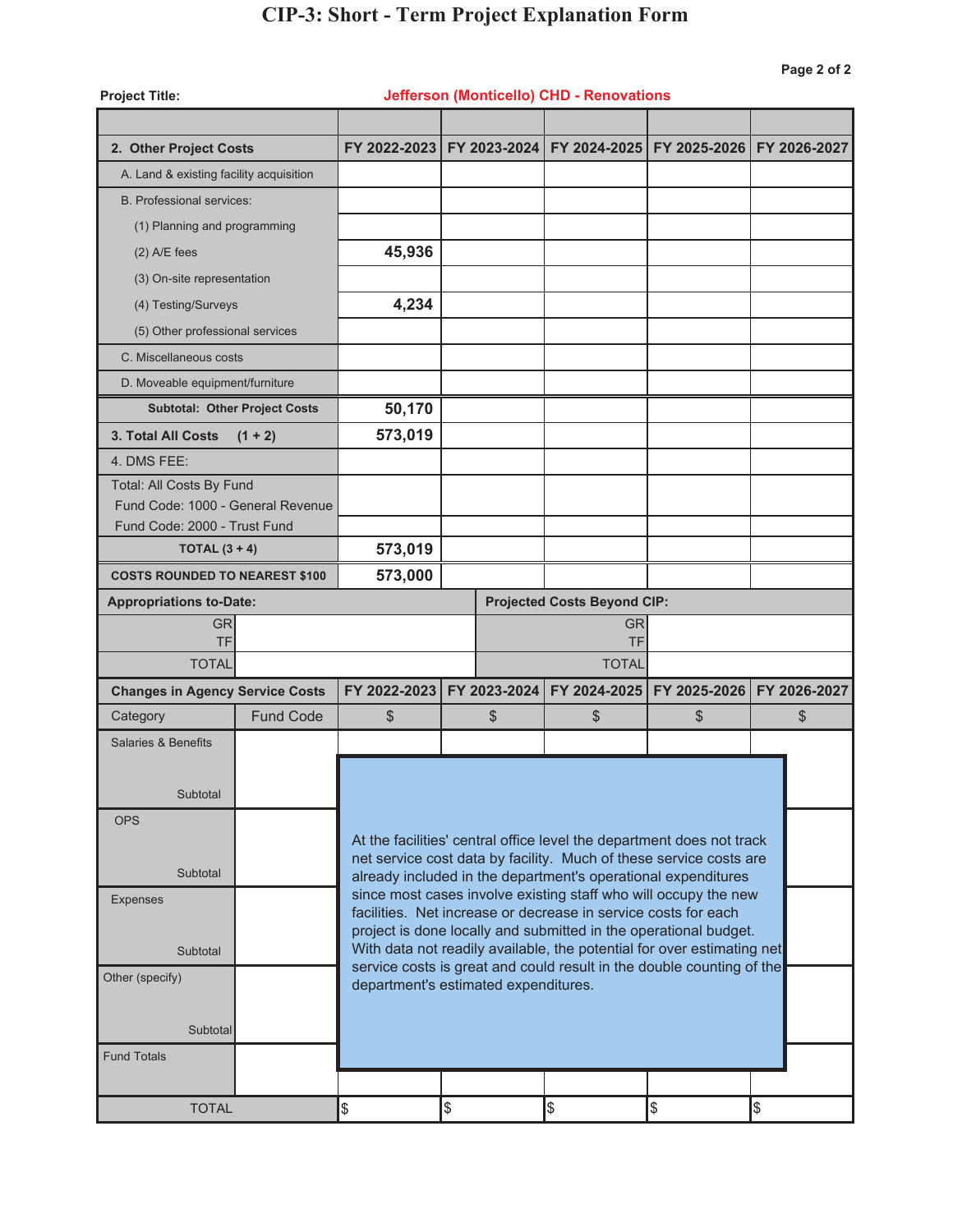# CIP-3: Short - Term Project Explanation Form

**Project Title:** **Jefferson (Monticello) CHD - Renovations**

| 2. Other Project Costs | FY 2022-2023 | FY 2023-2024 | FY 2024-2025 | FY 2025-2026 | FY 2026-2027 |
|---|---|---|---|---|---|
| A. Land & existing facility acquisition | | | | | |
| B. Professional services: | | | | | |
| (1) Planning and programming | | | | | |
| (2) A/E fees | 45,936 | | | | |
| (3) On-site representation | | | | | |
| (4) Testing/Surveys | 4,234 | | | | |
| (5) Other professional services | | | | | |
| C. Miscellaneous costs | | | | | |
| D. Moveable equipment/furniture | | | | | |
| **Subtotal: Other Project Costs** | **50,170** | | | | |
| **3. Total All Costs (1 + 2)** | **573,019** | | | | |
| 4. DMS FEE: | | | | | |
| Total: All Costs By Fund | | | | | |
| Fund Code: 1000 - General Revenue | | | | | |
| Fund Code: 2000 - Trust Fund | | | | | |
| **TOTAL (3 + 4)** | **573,019** | | | | |
| **COSTS ROUNDED TO NEAREST $100** | **573,000** | | | | |

| **Appropriations to-Date:** | | **Projected Costs Beyond CIP:** | |
|---|---|---|---|
| GR | | GR | |
| TF | | TF | |
| TOTAL | | TOTAL | |

| **Changes in Agency Service Costs** | | FY 2022-2023 | FY 2023-2024 | FY 2024-2025 | FY 2025-2026 | FY 2026-2027 |
|---|---|---|---|---|---|---|
| Category | Fund Code | $ | $ | $ | $ | $ |
| Salaries & Benefits | | | | | | |
| Subtotal | | | | | | |
| OPS | | | | | | |
| Subtotal | | | | | | |
| Expenses | | | | | | |
| Subtotal | | | | | | |
| Other (specify) | | | | | | |
| Subtotal | | | | | | |
| Fund Totals | | | | | | |
| TOTAL | | $ | $ | $ | $ | $ |

At the facilities' central office level the department does not track net service cost data by facility. Much of these service costs are already included in the department's operational expenditures since most cases involve existing staff who will occupy the new facilities. Net increase or decrease in service costs for each project is done locally and submitted in the operational budget. With data not readily available, the potential for over estimating net service costs is great and could result in the double counting of the department's estimated expenditures.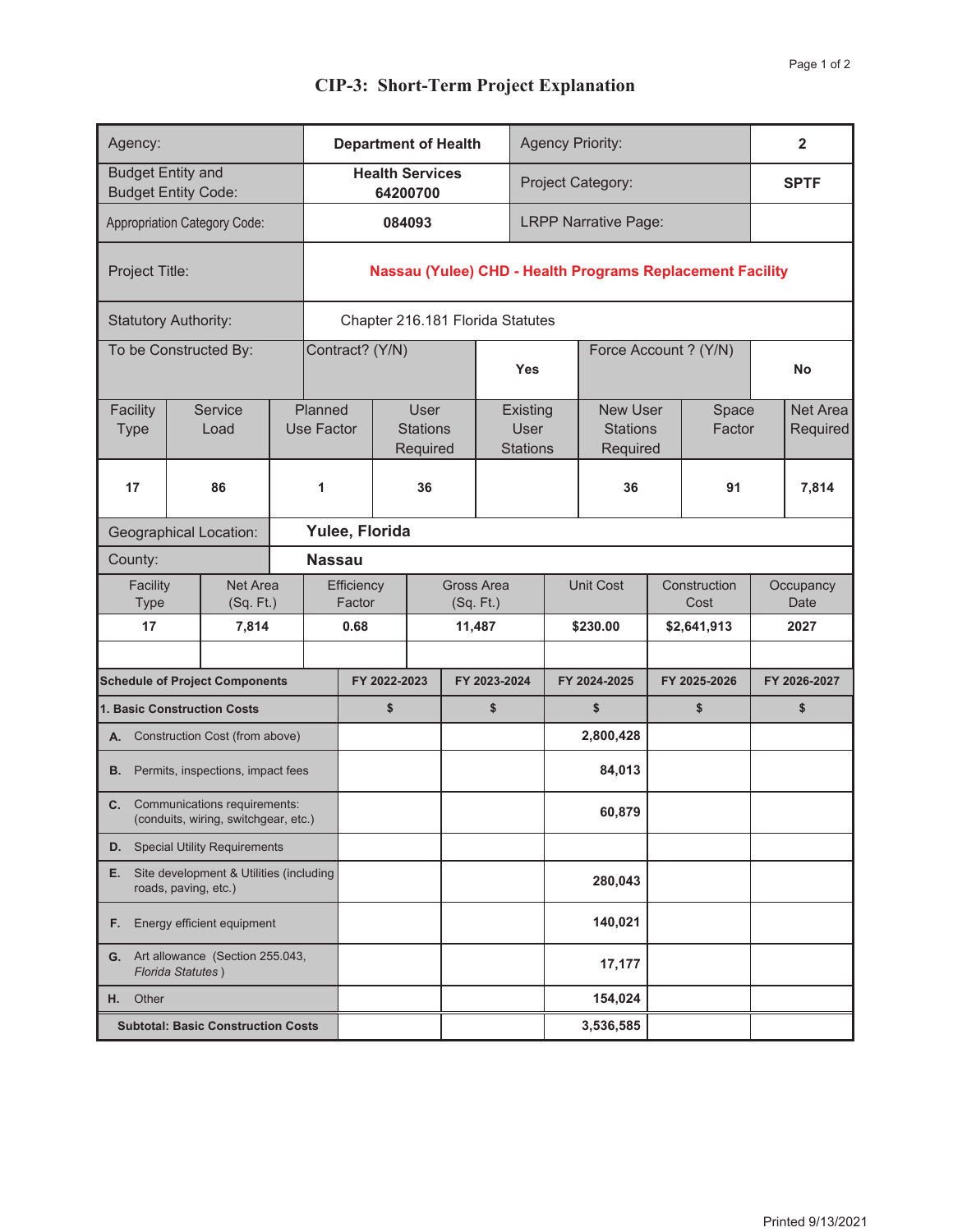# CIP-3: Short-Term Project Explanation

| | | | |
|---|---|---|---|
| Agency: | **Department of Health** | Agency Priority: | **2** |
| Budget Entity and Budget Entity Code: | **Health Services 64200700** | Project Category: | **SPTF** |
| Appropriation Category Code: | **084093** | LRPP Narrative Page: | |
| Project Title: | **Nassau (Yulee) CHD - Health Programs Replacement Facility** | | |
| Statutory Authority: | Chapter 216.181 Florida Statutes | | |
| To be Constructed By: | Contract? (Y/N) **Yes** | Force Account ? (Y/N) | **No** |

| Facility Type | Service Load | Planned Use Factor | User Stations Required | Existing User Stations | New User Stations Required | Space Factor | Net Area Required |
|---|---|---|---|---|---|---|---|
| **17** | **86** | **1** | **36** | | **36** | **91** | **7,814** |

| | |
|---|---|
| Geographical Location: | **Yulee, Florida** |
| County: | **Nassau** |

| Facility Type | Net Area (Sq. Ft.) | Efficiency Factor | Gross Area (Sq. Ft.) | Unit Cost | Construction Cost | Occupancy Date |
|---|---|---|---|---|---|---|
| **17** | **7,814** | **0.68** | **11,487** | **$230.00** | **$2,641,913** | **2027** |
| | | | | | | |

| Schedule of Project Components | FY 2022-2023 | FY 2023-2024 | FY 2024-2025 | FY 2025-2026 | FY 2026-2027 |
|---|---|---|---|---|---|
| **1. Basic Construction Costs** | **$** | **$** | **$** | **$** | **$** |
| **A.** Construction Cost (from above) | | | **2,800,428** | | |
| **B.** Permits, inspections, impact fees | | | **84,013** | | |
| **C.** Communications requirements: (conduits, wiring, switchgear, etc.) | | | **60,879** | | |
| **D.** Special Utility Requirements | | | | | |
| **E.** Site development & Utilities (including roads, paving, etc.) | | | **280,043** | | |
| **F.** Energy efficient equipment | | | **140,021** | | |
| **G.** Art allowance (Section 255.043, *Florida Statutes*) | | | **17,177** | | |
| **H.** Other | | | **154,024** | | |
| **Subtotal: Basic Construction Costs** | | | **3,536,585** | | |

Printed 9/13/2021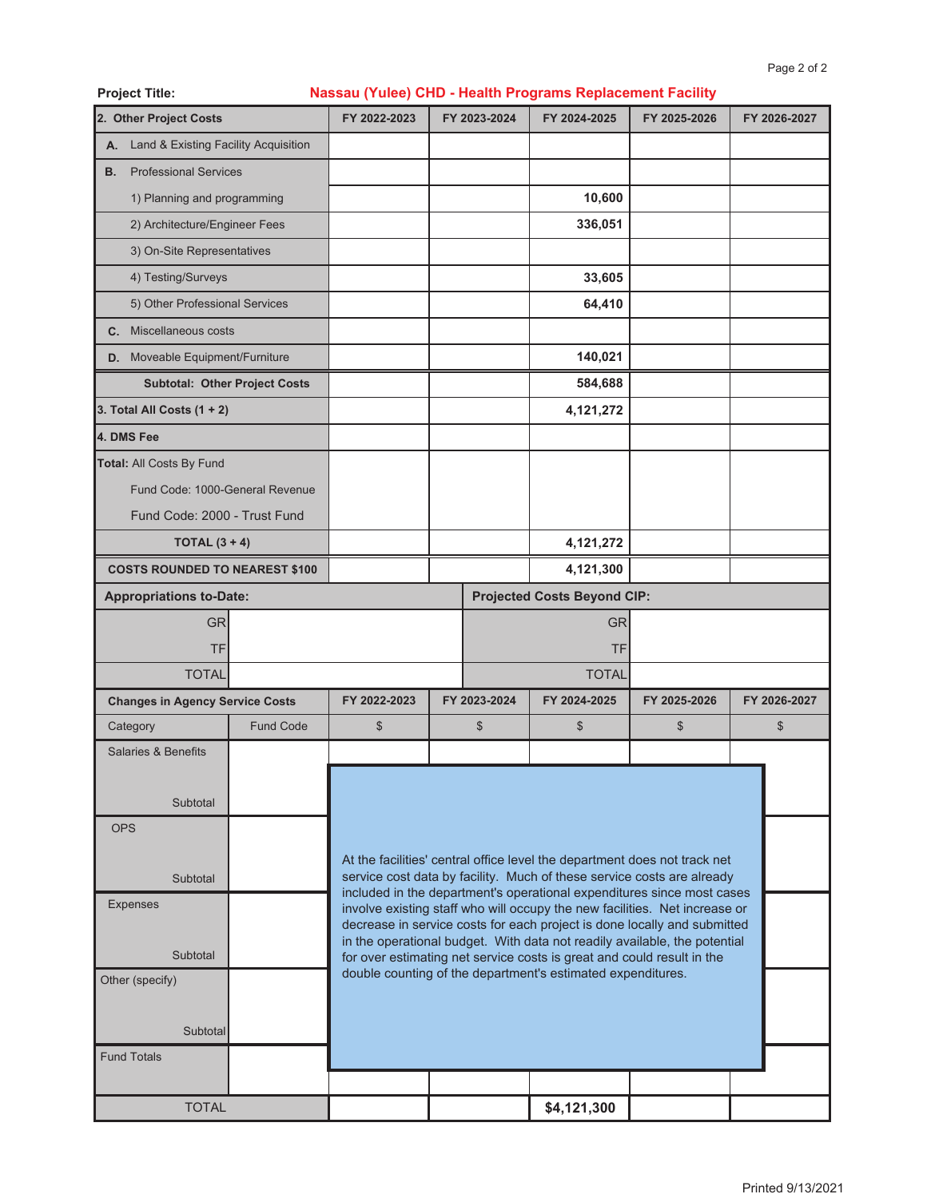**Project Title:** **Nassau (Yulee) CHD - Health Programs Replacement Facility**

| 2. Other Project Costs | FY 2022-2023 | FY 2023-2024 | FY 2024-2025 | FY 2025-2026 | FY 2026-2027 |
|---|---|---|---|---|---|
| **A.** Land & Existing Facility Acquisition | | | | | |
| **B.** Professional Services | | | | | |
| 1) Planning and programming | | | 10,600 | | |
| 2) Architecture/Engineer Fees | | | 336,051 | | |
| 3) On-Site Representatives | | | | | |
| 4) Testing/Surveys | | | 33,605 | | |
| 5) Other Professional Services | | | 64,410 | | |
| **C.** Miscellaneous costs | | | | | |
| **D.** Moveable Equipment/Furniture | | | 140,021 | | |
| **Subtotal: Other Project Costs** | | | 584,688 | | |
| **3. Total All Costs (1 + 2)** | | | 4,121,272 | | |
| **4. DMS Fee** | | | | | |
| **Total:** All Costs By Fund | | | | | |
| Fund Code: 1000-General Revenue | | | | | |
| Fund Code: 2000 - Trust Fund | | | | | |
| **TOTAL (3 + 4)** | | | 4,121,272 | | |
| **COSTS ROUNDED TO NEAREST $100** | | | 4,121,300 | | |

| Appropriations to-Date: | | Projected Costs Beyond CIP: | |
|---|---|---|---|
| GR | | GR | |
| TF | | TF | |
| TOTAL | | TOTAL | |

| Changes in Agency Service Costs | | FY 2022-2023 | FY 2023-2024 | FY 2024-2025 | FY 2025-2026 | FY 2026-2027 |
|---|---|---|---|---|---|---|
| Category | Fund Code | $ | $ | $ | $ | $ |
| Salaries & Benefits | | | | | | |
| Subtotal | | | | | | |
| OPS | | | | | | |
| Subtotal | | | | | | |
| Expenses | | | | | | |
| Subtotal | | | | | | |
| Other (specify) | | | | | | |
| Subtotal | | | | | | |
| Fund Totals | | | | | | |
| TOTAL | | | | $4,121,300 | | |

At the facilities' central office level the department does not track net service cost data by facility. Much of these service costs are already included in the department's operational expenditures since most cases involve existing staff who will occupy the new facilities. Net increase or decrease in service costs for each project is done locally and submitted in the operational budget. With data not readily available, the potential for over estimating net service costs is great and could result in the double counting of the department's estimated expenditures.

Printed 9/13/2021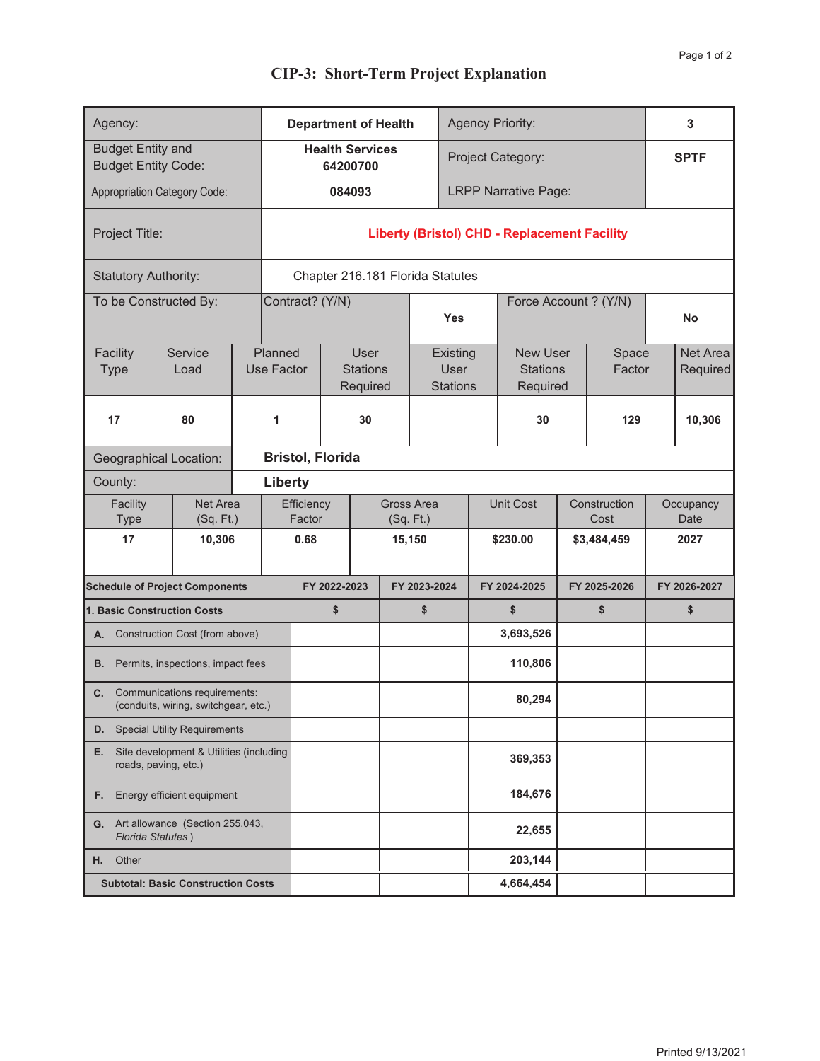# CIP-3: Short-Term Project Explanation

| | | | |
|---|---|---|---|
| Agency: | **Department of Health** | Agency Priority: | **3** |
| Budget Entity and Budget Entity Code: | **Health Services 64200700** | Project Category: | **SPTF** |
| Appropriation Category Code: | **084093** | LRPP Narrative Page: | |
| Project Title: | **Liberty (Bristol) CHD - Replacement Facility** | | |
| Statutory Authority: | Chapter 216.181 Florida Statutes | | |

| To be Constructed By: | Contract? (Y/N) | Yes | Force Account ? (Y/N) | No |
|---|---|---|---|---|

| Facility Type | Service Load | Planned Use Factor | User Stations Required | Existing User Stations | New User Stations Required | Space Factor | Net Area Required |
|---|---|---|---|---|---|---|---|
| **17** | **80** | **1** | **30** | | **30** | **129** | **10,306** |

Geographical Location: **Bristol, Florida**

County: **Liberty**

| Facility Type | Net Area (Sq. Ft.) | Efficiency Factor | Gross Area (Sq. Ft.) | Unit Cost | Construction Cost | Occupancy Date |
|---|---|---|---|---|---|---|
| **17** | **10,306** | **0.68** | **15,150** | **$230.00** | **$3,484,459** | **2027** |
| | | | | | | |

| **Schedule of Project Components** | **FY 2022-2023** | **FY 2023-2024** | **FY 2024-2025** | **FY 2025-2026** | **FY 2026-2027** |
|---|---|---|---|---|---|
| **1. Basic Construction Costs** | **$** | **$** | **$** | **$** | **$** |
| **A.** Construction Cost (from above) | | | **3,693,526** | | |
| **B.** Permits, inspections, impact fees | | | **110,806** | | |
| **C.** Communications requirements: (conduits, wiring, switchgear, etc.) | | | **80,294** | | |
| **D.** Special Utility Requirements | | | | | |
| **E.** Site development & Utilities (including roads, paving, etc.) | | | **369,353** | | |
| **F.** Energy efficient equipment | | | **184,676** | | |
| **G.** Art allowance (Section 255.043, *Florida Statutes*) | | | **22,655** | | |
| **H.** Other | | | **203,144** | | |
| **Subtotal: Basic Construction Costs** | | | **4,664,454** | | |

Printed 9/13/2021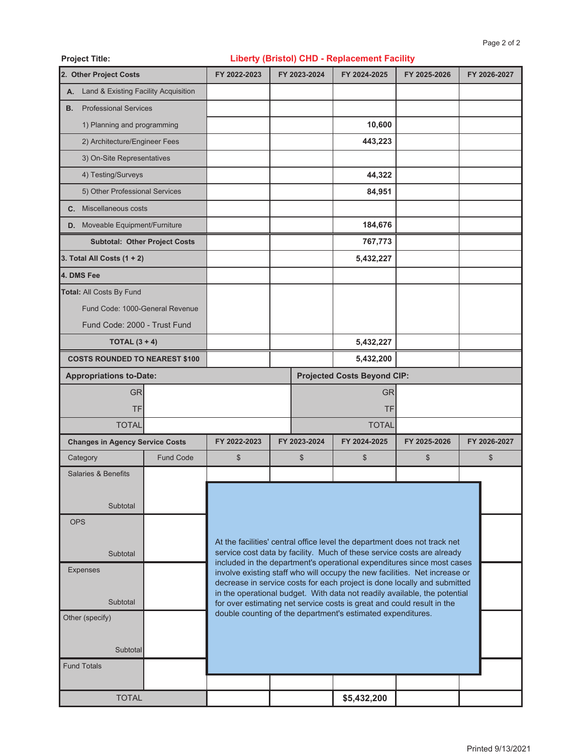**Project Title:** Liberty (Bristol) CHD - Replacement Facility

| 2. Other Project Costs | FY 2022-2023 | FY 2023-2024 | FY 2024-2025 | FY 2025-2026 | FY 2026-2027 |
|---|---|---|---|---|---|
| A. Land & Existing Facility Acquisition | | | | | |
| B. Professional Services | | | | | |
| 1) Planning and programming | | | 10,600 | | |
| 2) Architecture/Engineer Fees | | | 443,223 | | |
| 3) On-Site Representatives | | | | | |
| 4) Testing/Surveys | | | 44,322 | | |
| 5) Other Professional Services | | | 84,951 | | |
| C. Miscellaneous costs | | | | | |
| D. Moveable Equipment/Furniture | | | 184,676 | | |
| **Subtotal: Other Project Costs** | | | 767,773 | | |
| **3. Total All Costs (1 + 2)** | | | 5,432,227 | | |
| **4. DMS Fee** | | | | | |
| **Total:** All Costs By Fund | | | | | |
| Fund Code: 1000-General Revenue | | | | | |
| Fund Code: 2000 - Trust Fund | | | | | |
| **TOTAL (3 + 4)** | | | 5,432,227 | | |
| **COSTS ROUNDED TO NEAREST $100** | | | 5,432,200 | | |

| **Appropriations to-Date:** | | **Projected Costs Beyond CIP:** | |
|---|---|---|---|
| GR | | GR | |
| TF | | TF | |
| TOTAL | | TOTAL | |

| **Changes in Agency Service Costs** | | FY 2022-2023 | FY 2023-2024 | FY 2024-2025 | FY 2025-2026 | FY 2026-2027 |
|---|---|---|---|---|---|---|
| Category | Fund Code | $ | $ | $ | $ | $ |
| Salaries & Benefits | | | | | | |
| Subtotal | | | | | | |
| OPS | | | | | | |
| Subtotal | | | | | | |
| Expenses | | | | | | |
| Subtotal | | | | | | |
| Other (specify) | | | | | | |
| Subtotal | | | | | | |
| Fund Totals | | | | | | |
| TOTAL | | | | $5,432,200 | | |

At the facilities' central office level the department does not track net service cost data by facility. Much of these service costs are already included in the department's operational expenditures since most cases involve existing staff who will occupy the new facilities. Net increase or decrease in service costs for each project is done locally and submitted in the operational budget. With data not readily available, the potential for over estimating net service costs is great and could result in the double counting of the department's estimated expenditures.

Printed 9/13/2021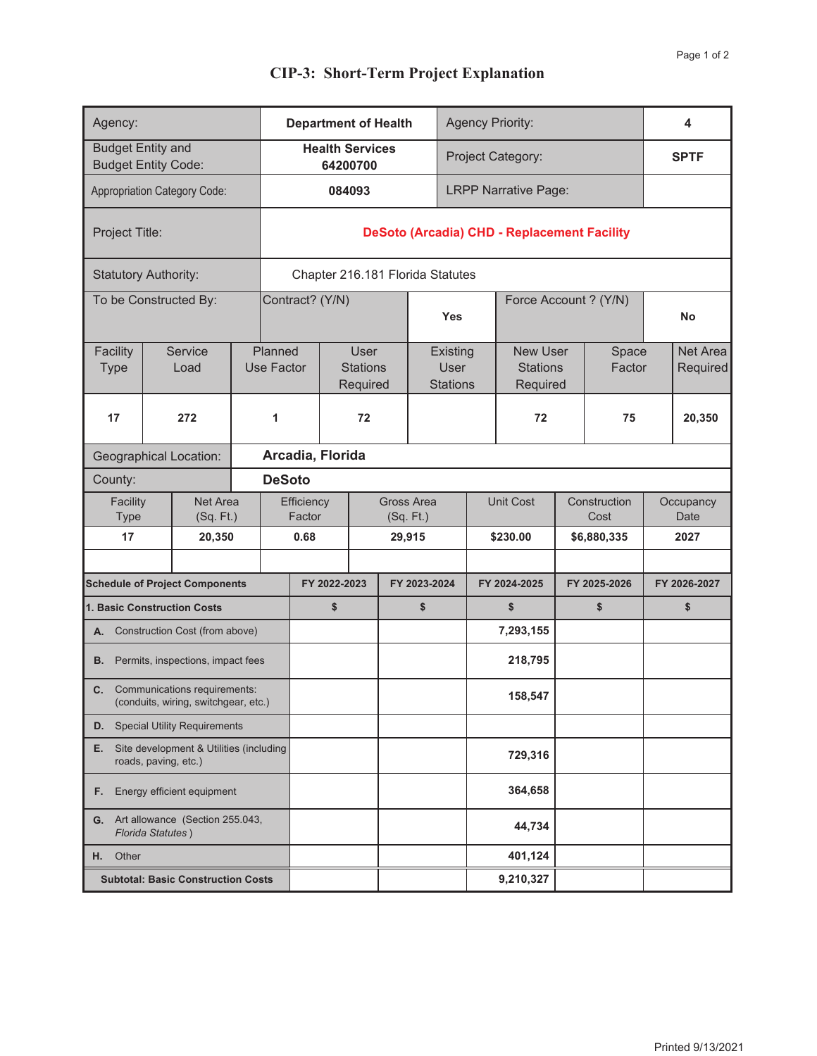# CIP-3: Short-Term Project Explanation

| | | | |
|---|---|---|---|
| Agency: | Department of Health | Agency Priority: | 4 |
| Budget Entity and Budget Entity Code: | Health Services 64200700 | Project Category: | SPTF |
| Appropriation Category Code: | 084093 | LRPP Narrative Page: | |
| Project Title: | DeSoto (Arcadia) CHD - Replacement Facility | | |
| Statutory Authority: | Chapter 216.181 Florida Statutes | | |
| To be Constructed By: | Contract? (Y/N) Yes | Force Account ? (Y/N) | No |

| Facility Type | Service Load | Planned Use Factor | User Stations Required | Existing User Stations | New User Stations Required | Space Factor | Net Area Required |
|---|---|---|---|---|---|---|---|
| 17 | 272 | 1 | 72 | | 72 | 75 | 20,350 |

Geographical Location: **Arcadia, Florida**

County: **DeSoto**

| Facility Type | Net Area (Sq. Ft.) | Efficiency Factor | Gross Area (Sq. Ft.) | Unit Cost | Construction Cost | Occupancy Date |
|---|---|---|---|---|---|---|
| 17 | 20,350 | 0.68 | 29,915 | $230.00 | $6,880,335 | 2027 |
| | | | | | | |

| Schedule of Project Components | FY 2022-2023 | FY 2023-2024 | FY 2024-2025 | FY 2025-2026 | FY 2026-2027 |
|---|---|---|---|---|---|
| **1. Basic Construction Costs** | $ | $ | $ | $ | $ |
| A. Construction Cost (from above) | | | 7,293,155 | | |
| B. Permits, inspections, impact fees | | | 218,795 | | |
| C. Communications requirements: (conduits, wiring, switchgear, etc.) | | | 158,547 | | |
| D. Special Utility Requirements | | | | | |
| E. Site development & Utilities (including roads, paving, etc.) | | | 729,316 | | |
| F. Energy efficient equipment | | | 364,658 | | |
| G. Art allowance (Section 255.043, *Florida Statutes*) | | | 44,734 | | |
| H. Other | | | 401,124 | | |
| **Subtotal: Basic Construction Costs** | | | 9,210,327 | | |

Printed 9/13/2021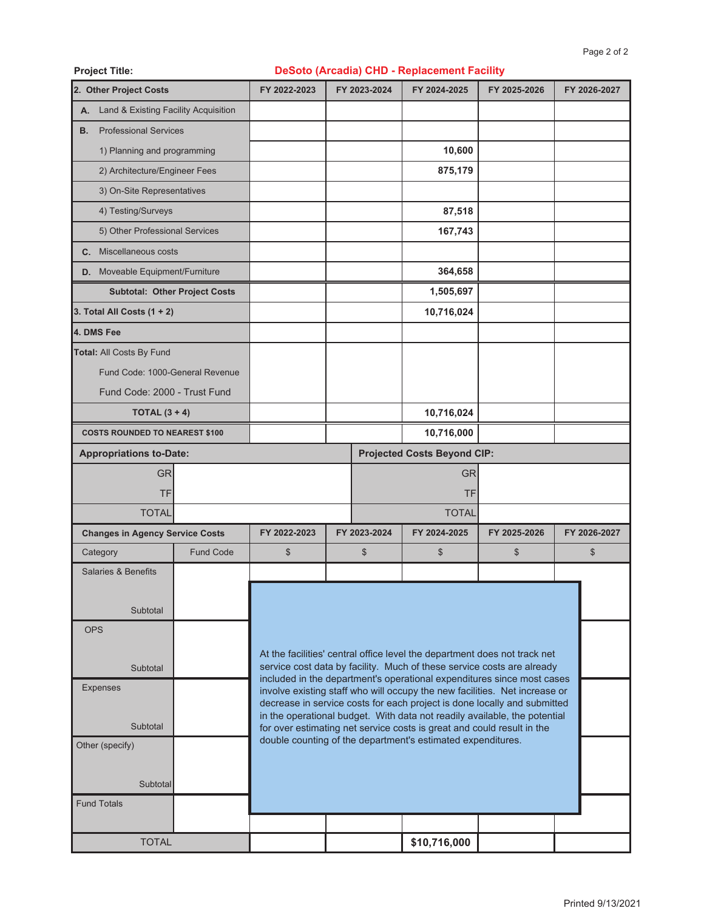**Project Title:** DeSoto (Arcadia) CHD - Replacement Facility

| 2. Other Project Costs | FY 2022-2023 | FY 2023-2024 | FY 2024-2025 | FY 2025-2026 | FY 2026-2027 |
|---|---|---|---|---|---|
| A. Land & Existing Facility Acquisition | | | | | |
| B. Professional Services | | | | | |
| 1) Planning and programming | | | 10,600 | | |
| 2) Architecture/Engineer Fees | | | 875,179 | | |
| 3) On-Site Representatives | | | | | |
| 4) Testing/Surveys | | | 87,518 | | |
| 5) Other Professional Services | | | 167,743 | | |
| C. Miscellaneous costs | | | | | |
| D. Moveable Equipment/Furniture | | | 364,658 | | |
| **Subtotal: Other Project Costs** | | | 1,505,697 | | |
| **3. Total All Costs (1 + 2)** | | | 10,716,024 | | |
| **4. DMS Fee** | | | | | |
| **Total:** All Costs By Fund | | | | | |
| Fund Code: 1000-General Revenue | | | | | |
| Fund Code: 2000 - Trust Fund | | | | | |
| **TOTAL (3 + 4)** | | | 10,716,024 | | |
| **COSTS ROUNDED TO NEAREST $100** | | | 10,716,000 | | |

| Appropriations to-Date: | | Projected Costs Beyond CIP: | |
|---|---|---|---|
| GR | | GR | |
| TF | | TF | |
| TOTAL | | TOTAL | |

| Changes in Agency Service Costs | | FY 2022-2023 | FY 2023-2024 | FY 2024-2025 | FY 2025-2026 | FY 2026-2027 |
|---|---|---|---|---|---|---|
| Category | Fund Code | $ | $ | $ | $ | $ |
| Salaries & Benefits | | | | | | |
| Subtotal | | | | | | |
| OPS | | | | | | |
| Subtotal | | | | | | |
| Expenses | | | | | | |
| Subtotal | | | | | | |
| Other (specify) | | | | | | |
| Subtotal | | | | | | |
| Fund Totals | | | | | | |
| TOTAL | | | | $10,716,000 | | |

At the facilities' central office level the department does not track net service cost data by facility. Much of these service costs are already included in the department's operational expenditures since most cases involve existing staff who will occupy the new facilities. Net increase or decrease in service costs for each project is done locally and submitted in the operational budget. With data not readily available, the potential for over estimating net service costs is great and could result in the double counting of the department's estimated expenditures.

Printed 9/13/2021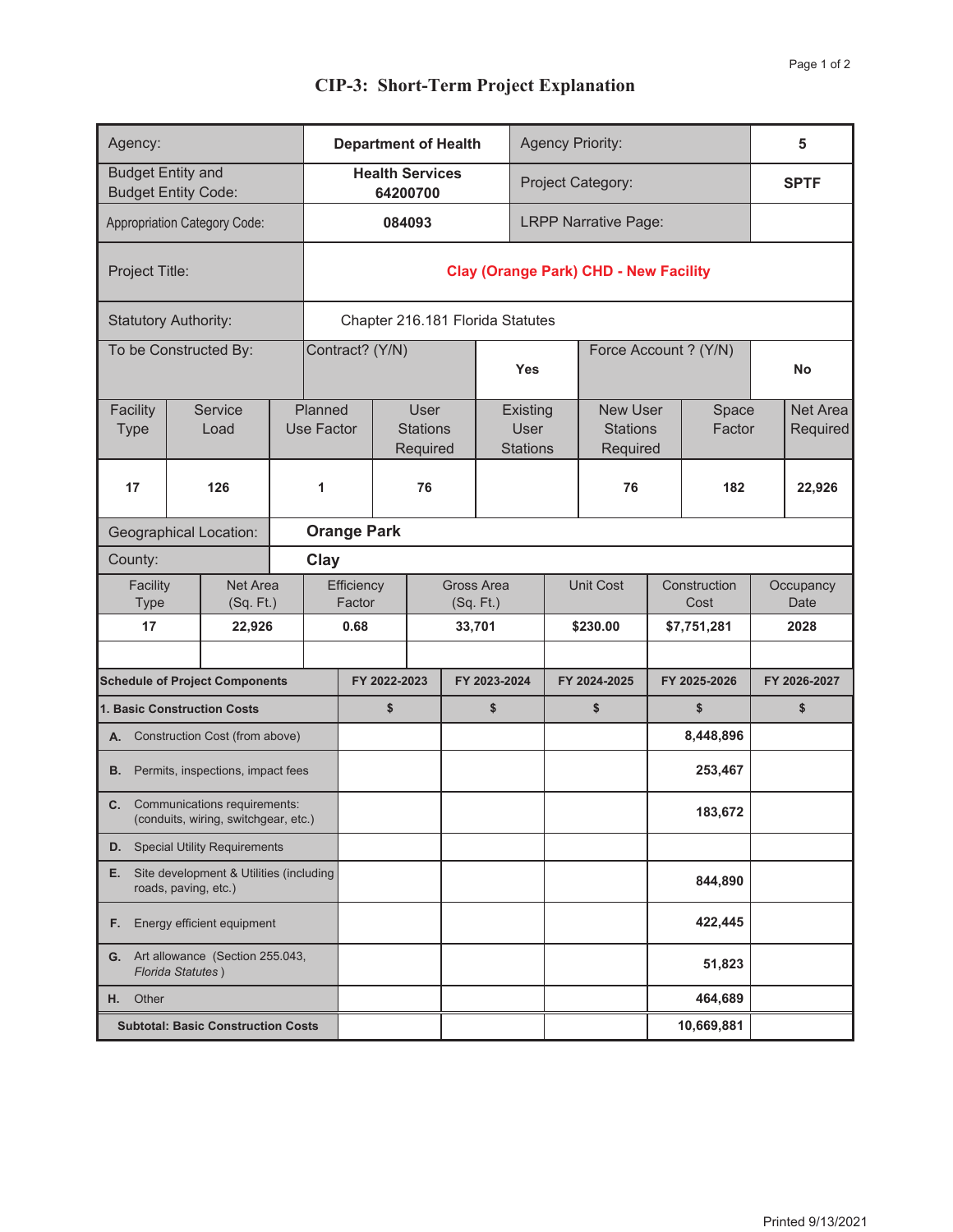# CIP-3: Short-Term Project Explanation

| | | | |
|---|---|---|---|
| Agency: | **Department of Health** | Agency Priority: | **5** |
| Budget Entity and Budget Entity Code: | **Health Services 64200700** | Project Category: | **SPTF** |
| Appropriation Category Code: | **084093** | LRPP Narrative Page: | |
| Project Title: | **Clay (Orange Park) CHD - New Facility** | | |
| Statutory Authority: | Chapter 216.181 Florida Statutes | | |
| To be Constructed By: | Contract? (Y/N) **Yes** | Force Account ? (Y/N) | **No** |

| Facility Type | Service Load | Planned Use Factor | User Stations Required | Existing User Stations | New User Stations Required | Space Factor | Net Area Required |
|---|---|---|---|---|---|---|---|
| **17** | **126** | **1** | **76** | | **76** | **182** | **22,926** |

Geographical Location: **Orange Park**

County: **Clay**

| Facility Type | Net Area (Sq. Ft.) | Efficiency Factor | Gross Area (Sq. Ft.) | Unit Cost | Construction Cost | Occupancy Date |
|---|---|---|---|---|---|---|
| **17** | **22,926** | **0.68** | **33,701** | **$230.00** | **$7,751,281** | **2028** |
| | | | | | | |

| Schedule of Project Components | FY 2022-2023 | FY 2023-2024 | FY 2024-2025 | FY 2025-2026 | FY 2026-2027 |
|---|---|---|---|---|---|
| **1. Basic Construction Costs** | **$** | **$** | **$** | **$** | **$** |
| **A.** Construction Cost (from above) | | | | **8,448,896** | |
| **B.** Permits, inspections, impact fees | | | | **253,467** | |
| **C.** Communications requirements: (conduits, wiring, switchgear, etc.) | | | | **183,672** | |
| **D.** Special Utility Requirements | | | | | |
| **E.** Site development & Utilities (including roads, paving, etc.) | | | | **844,890** | |
| **F.** Energy efficient equipment | | | | **422,445** | |
| **G.** Art allowance (Section 255.043, *Florida Statutes*) | | | | **51,823** | |
| **H.** Other | | | | **464,689** | |
| **Subtotal: Basic Construction Costs** | | | | **10,669,881** | |

Printed 9/13/2021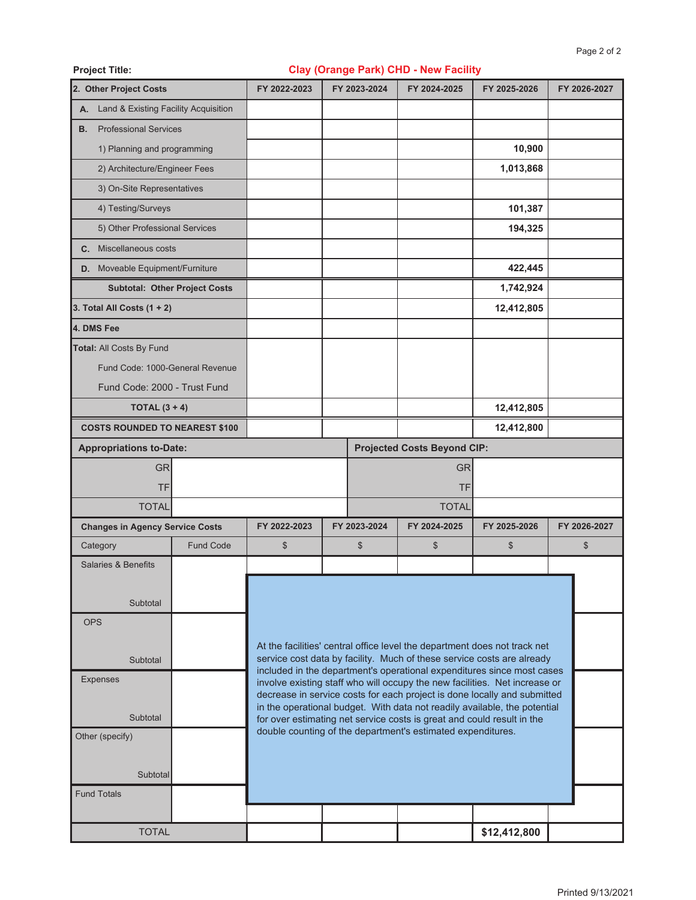**Project Title:** Clay (Orange Park) CHD - New Facility

| 2. Other Project Costs | FY 2022-2023 | FY 2023-2024 | FY 2024-2025 | FY 2025-2026 | FY 2026-2027 |
|---|---|---|---|---|---|
| **A.** Land & Existing Facility Acquisition | | | | | |
| **B.** Professional Services | | | | | |
| 1) Planning and programming | | | | 10,900 | |
| 2) Architecture/Engineer Fees | | | | 1,013,868 | |
| 3) On-Site Representatives | | | | | |
| 4) Testing/Surveys | | | | 101,387 | |
| 5) Other Professional Services | | | | 194,325 | |
| **C.** Miscellaneous costs | | | | | |
| **D.** Moveable Equipment/Furniture | | | | 422,445 | |
| **Subtotal: Other Project Costs** | | | | 1,742,924 | |
| **3. Total All Costs (1 + 2)** | | | | 12,412,805 | |
| **4. DMS Fee** | | | | | |
| **Total:** All Costs By Fund | | | | | |
| Fund Code: 1000-General Revenue | | | | | |
| Fund Code: 2000 - Trust Fund | | | | | |
| **TOTAL (3 + 4)** | | | | 12,412,805 | |
| **COSTS ROUNDED TO NEAREST $100** | | | | 12,412,800 | |

| Appropriations to-Date: | | Projected Costs Beyond CIP: | |
|---|---|---|---|
| GR | | GR | |
| TF | | TF | |
| TOTAL | | TOTAL | |

| Changes in Agency Service Costs | | FY 2022-2023 | FY 2023-2024 | FY 2024-2025 | FY 2025-2026 | FY 2026-2027 |
|---|---|---|---|---|---|---|
| Category | Fund Code | $ | $ | $ | $ | $ |
| Salaries & Benefits | | | | | | |
| Subtotal | | | | | | |
| OPS | | | | | | |
| Subtotal | | | | | | |
| Expenses | | | | | | |
| Subtotal | | | | | | |
| Other (specify) | | | | | | |
| Subtotal | | | | | | |
| Fund Totals | | | | | | |
| TOTAL | | | | | $12,412,800 | |

At the facilities' central office level the department does not track net service cost data by facility. Much of these service costs are already included in the department's operational expenditures since most cases involve existing staff who will occupy the new facilities. Net increase or decrease in service costs for each project is done locally and submitted in the operational budget. With data not readily available, the potential for over estimating net service costs is great and could result in the double counting of the department's estimated expenditures.

Printed 9/13/2021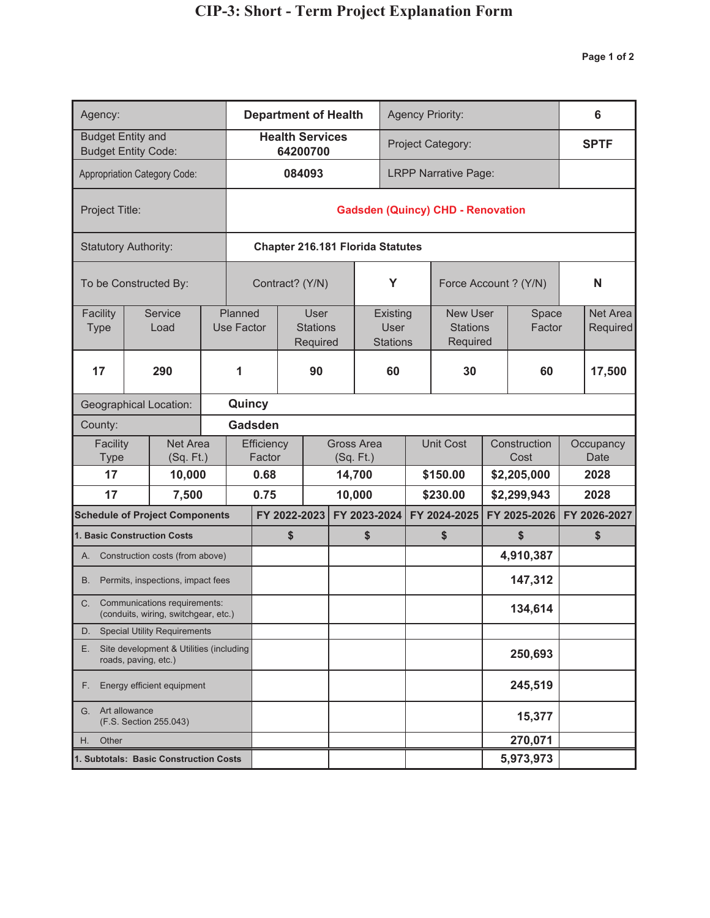# CIP-3: Short - Term Project Explanation Form

| | | | |
|---|---|---|---|
| Agency: | **Department of Health** | Agency Priority: | **6** |
| Budget Entity and Budget Entity Code: | **Health Services 64200700** | Project Category: | **SPTF** |
| Appropriation Category Code: | **084093** | LRPP Narrative Page: | |
| Project Title: | **Gadsden (Quincy) CHD - Renovation** | | |
| Statutory Authority: | **Chapter 216.181 Florida Statutes** | | |

| | | | | |
|---|---|---|---|---|
| To be Constructed By: | Contract? (Y/N) | **Y** | Force Account ? (Y/N) | **N** |

| Facility Type | Service Load | Planned Use Factor | User Stations Required | Existing User Stations | New User Stations Required | Space Factor | Net Area Required |
|---|---|---|---|---|---|---|---|
| **17** | **290** | **1** | **90** | **60** | **30** | **60** | **17,500** |

| | |
|---|---|
| Geographical Location: | **Quincy** |
| County: | **Gadsden** |

| Facility Type | Net Area (Sq. Ft.) | Efficiency Factor | Gross Area (Sq. Ft.) | Unit Cost | Construction Cost | Occupancy Date |
|---|---|---|---|---|---|---|
| **17** | **10,000** | **0.68** | **14,700** | **$150.00** | **$2,205,000** | **2028** |
| **17** | **7,500** | **0.75** | **10,000** | **$230.00** | **$2,299,943** | **2028** |

| **Schedule of Project Components** | **FY 2022-2023** | **FY 2023-2024** | **FY 2024-2025** | **FY 2025-2026** | **FY 2026-2027** |
|---|---|---|---|---|---|
| **1. Basic Construction Costs** | **$** | **$** | **$** | **$** | **$** |
| A. Construction costs (from above) | | | | **4,910,387** | |
| B. Permits, inspections, impact fees | | | | **147,312** | |
| C. Communications requirements: (conduits, wiring, switchgear, etc.) | | | | **134,614** | |
| D. Special Utility Requirements | | | | | |
| E. Site development & Utilities (including roads, paving, etc.) | | | | **250,693** | |
| F. Energy efficient equipment | | | | **245,519** | |
| G. Art allowance (F.S. Section 255.043) | | | | **15,377** | |
| H. Other | | | | **270,071** | |
| **1. Subtotals: Basic Construction Costs** | | | | **5,973,973** | |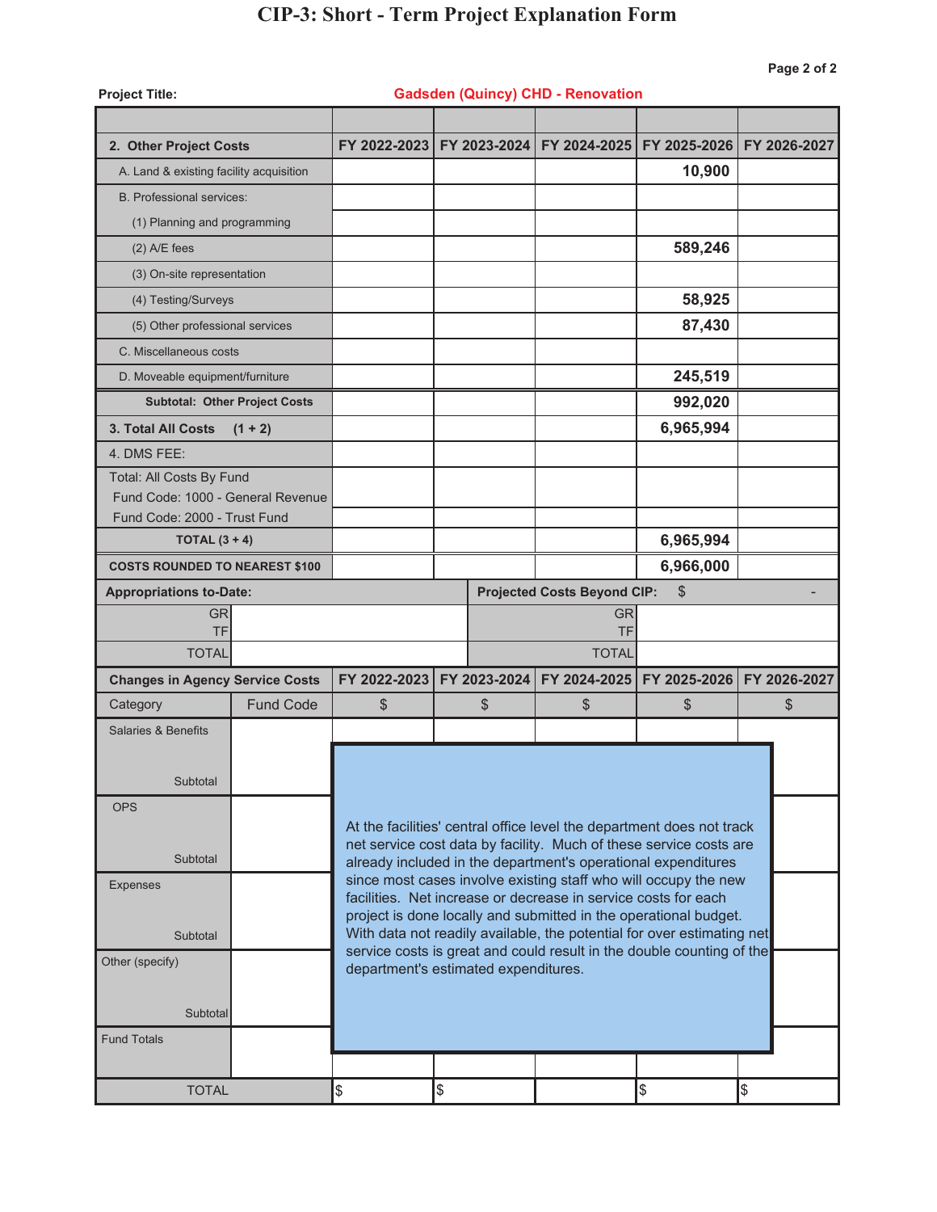# CIP-3: Short - Term Project Explanation Form

**Project Title:** Gadsden (Quincy) CHD - Renovation

| 2. Other Project Costs | FY 2022-2023 | FY 2023-2024 | FY 2024-2025 | FY 2025-2026 | FY 2026-2027 |
|---|---|---|---|---|---|
| A. Land & existing facility acquisition | | | | 10,900 | |
| B. Professional services: | | | | | |
| (1) Planning and programming | | | | | |
| (2) A/E fees | | | | 589,246 | |
| (3) On-site representation | | | | | |
| (4) Testing/Surveys | | | | 58,925 | |
| (5) Other professional services | | | | 87,430 | |
| C. Miscellaneous costs | | | | | |
| D. Moveable equipment/furniture | | | | 245,519 | |
| **Subtotal: Other Project Costs** | | | | 992,020 | |
| **3. Total All Costs (1 + 2)** | | | | 6,965,994 | |
| 4. DMS FEE: | | | | | |
| Total: All Costs By Fund | | | | | |
| Fund Code: 1000 - General Revenue | | | | | |
| Fund Code: 2000 - Trust Fund | | | | | |
| **TOTAL (3 + 4)** | | | | 6,965,994 | |
| **COSTS ROUNDED TO NEAREST $100** | | | | 6,966,000 | |

| Appropriations to-Date: | | Projected Costs Beyond CIP: | $ - |
|---|---|---|---|
| GR | | GR | |
| TF | | TF | |
| TOTAL | | TOTAL | |

| Changes in Agency Service Costs | | FY 2022-2023 | FY 2023-2024 | FY 2024-2025 | FY 2025-2026 | FY 2026-2027 |
|---|---|---|---|---|---|---|
| Category | Fund Code | $ | $ | $ | $ | $ |
| Salaries & Benefits | | | | | | |
| Subtotal | | | | | | |
| OPS | | | | | | |
| Subtotal | | | | | | |
| Expenses | | | | | | |
| Subtotal | | | | | | |
| Other (specify) | | | | | | |
| Subtotal | | | | | | |
| Fund Totals | | | | | | |
| TOTAL | | $ | $ | | $ | $ |

At the facilities' central office level the department does not track net service cost data by facility. Much of these service costs are already included in the department's operational expenditures since most cases involve existing staff who will occupy the new facilities. Net increase or decrease in service costs for each project is done locally and submitted in the operational budget. With data not readily available, the potential for over estimating net service costs is great and could result in the double counting of the department's estimated expenditures.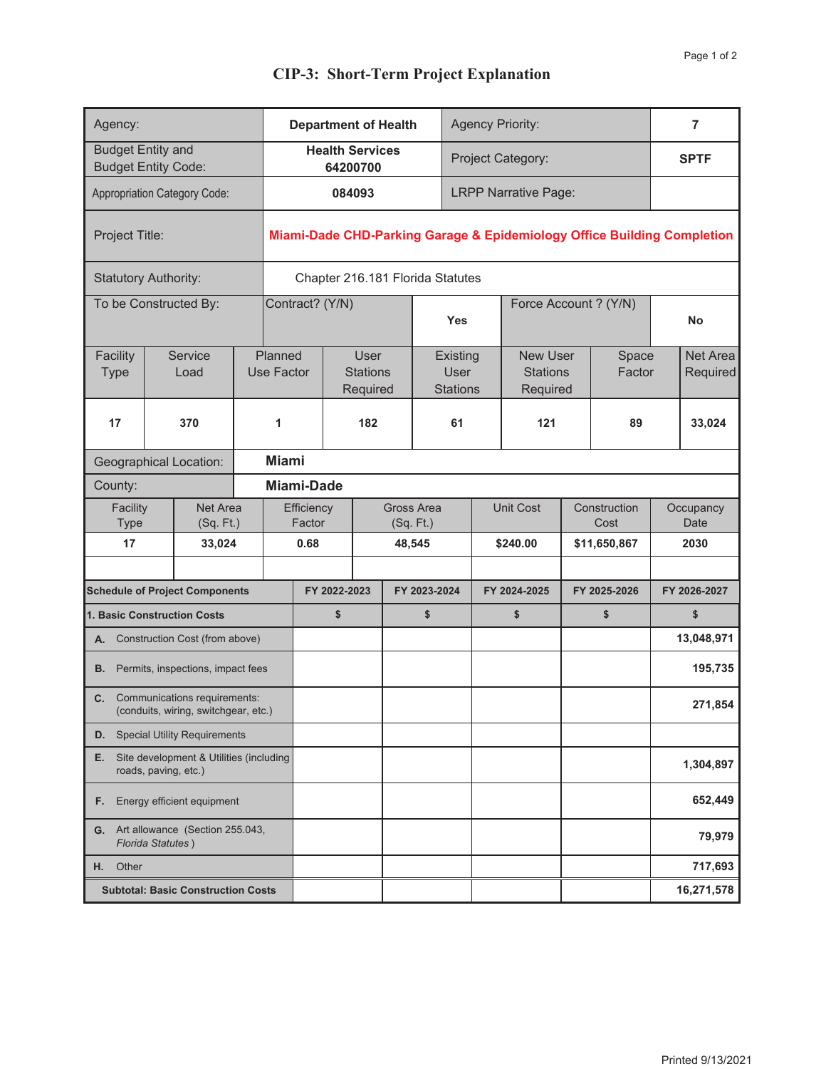# CIP-3: Short-Term Project Explanation

| | | | |
|---|---|---|---|
| Agency: | **Department of Health** | Agency Priority: | **7** |
| Budget Entity and Budget Entity Code: | **Health Services 64200700** | Project Category: | **SPTF** |
| Appropriation Category Code: | **084093** | LRPP Narrative Page: | |
| Project Title: | **Miami-Dade CHD-Parking Garage & Epidemiology Office Building Completion** | | |
| Statutory Authority: | Chapter 216.181 Florida Statutes | | |

| | | | | |
|---|---|---|---|---|
| To be Constructed By: | Contract? (Y/N) | **Yes** | Force Account ? (Y/N) | **No** |

| Facility Type | Service Load | Planned Use Factor | User Stations Required | Existing User Stations | New User Stations Required | Space Factor | Net Area Required |
|---|---|---|---|---|---|---|---|
| **17** | **370** | **1** | **182** | **61** | **121** | **89** | **33,024** |

| | |
|---|---|
| Geographical Location: | **Miami** |
| County: | **Miami-Dade** |

| Facility Type | Net Area (Sq. Ft.) | Efficiency Factor | Gross Area (Sq. Ft.) | Unit Cost | Construction Cost | Occupancy Date |
|---|---|---|---|---|---|---|
| **17** | **33,024** | **0.68** | **48,545** | **$240.00** | **$11,650,867** | **2030** |
| | | | | | | |

| **Schedule of Project Components** | **FY 2022-2023** | **FY 2023-2024** | **FY 2024-2025** | **FY 2025-2026** | **FY 2026-2027** |
|---|---|---|---|---|---|
| **1. Basic Construction Costs** | **$** | **$** | **$** | **$** | **$** |
| **A.** Construction Cost (from above) | | | | | **13,048,971** |
| **B.** Permits, inspections, impact fees | | | | | **195,735** |
| **C.** Communications requirements: (conduits, wiring, switchgear, etc.) | | | | | **271,854** |
| **D.** Special Utility Requirements | | | | | |
| **E.** Site development & Utilities (including roads, paving, etc.) | | | | | **1,304,897** |
| **F.** Energy efficient equipment | | | | | **652,449** |
| **G.** Art allowance (Section 255.043, *Florida Statutes*) | | | | | **79,979** |
| **H.** Other | | | | | **717,693** |
| **Subtotal: Basic Construction Costs** | | | | | **16,271,578** |

Printed 9/13/2021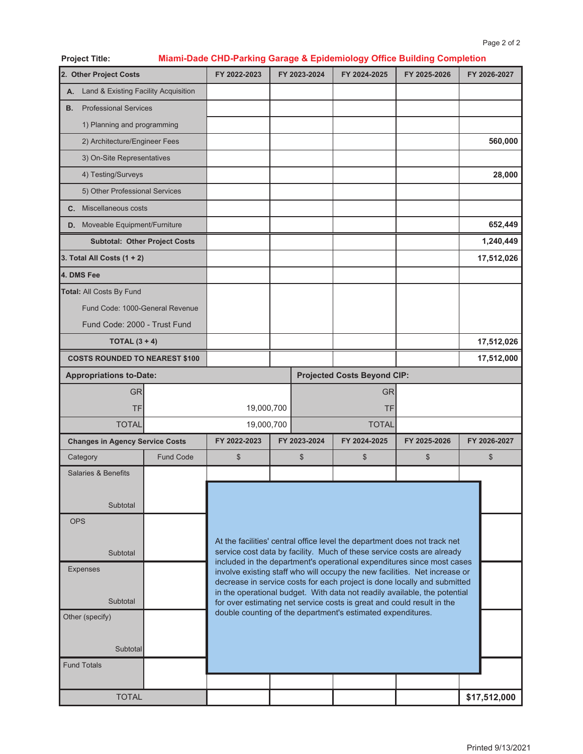**Project Title:** Miami-Dade CHD-Parking Garage & Epidemiology Office Building Completion

| 2. Other Project Costs | FY 2022-2023 | FY 2023-2024 | FY 2024-2025 | FY 2025-2026 | FY 2026-2027 |
|---|---|---|---|---|---|
| **A.** Land & Existing Facility Acquisition | | | | | |
| **B.** Professional Services | | | | | |
| 1) Planning and programming | | | | | |
| 2) Architecture/Engineer Fees | | | | | 560,000 |
| 3) On-Site Representatives | | | | | |
| 4) Testing/Surveys | | | | | 28,000 |
| 5) Other Professional Services | | | | | |
| **C.** Miscellaneous costs | | | | | |
| **D.** Moveable Equipment/Furniture | | | | | 652,449 |
| **Subtotal: Other Project Costs** | | | | | 1,240,449 |
| **3. Total All Costs (1 + 2)** | | | | | 17,512,026 |
| **4. DMS Fee** | | | | | |
| **Total:** All Costs By Fund | | | | | |
| Fund Code: 1000-General Revenue | | | | | |
| Fund Code: 2000 - Trust Fund | | | | | |
| **TOTAL (3 + 4)** | | | | | 17,512,026 |
| **COSTS ROUNDED TO NEAREST $100** | | | | | 17,512,000 |

| Appropriations to-Date: | | Projected Costs Beyond CIP: | |
|---|---|---|---|
| GR | | GR | |
| TF | 19,000,700 | TF | |
| TOTAL | 19,000,700 | TOTAL | |

| Changes in Agency Service Costs | | FY 2022-2023 | FY 2023-2024 | FY 2024-2025 | FY 2025-2026 | FY 2026-2027 |
|---|---|---|---|---|---|---|
| Category | Fund Code | $ | $ | $ | $ | $ |
| Salaries & Benefits | | | | | | |
| Subtotal | | | | | | |
| OPS | | | | | | |
| Subtotal | | | | | | |
| Expenses | | | | | | |
| Subtotal | | | | | | |
| Other (specify) | | | | | | |
| Subtotal | | | | | | |
| Fund Totals | | | | | | |
| TOTAL | | | | | | $17,512,000 |

At the facilities' central office level the department does not track net service cost data by facility. Much of these service costs are already included in the department's operational expenditures since most cases involve existing staff who will occupy the new facilities. Net increase or decrease in service costs for each project is done locally and submitted in the operational budget. With data not readily available, the potential for over estimating net service costs is great and could result in the double counting of the department's estimated expenditures.

Printed 9/13/2021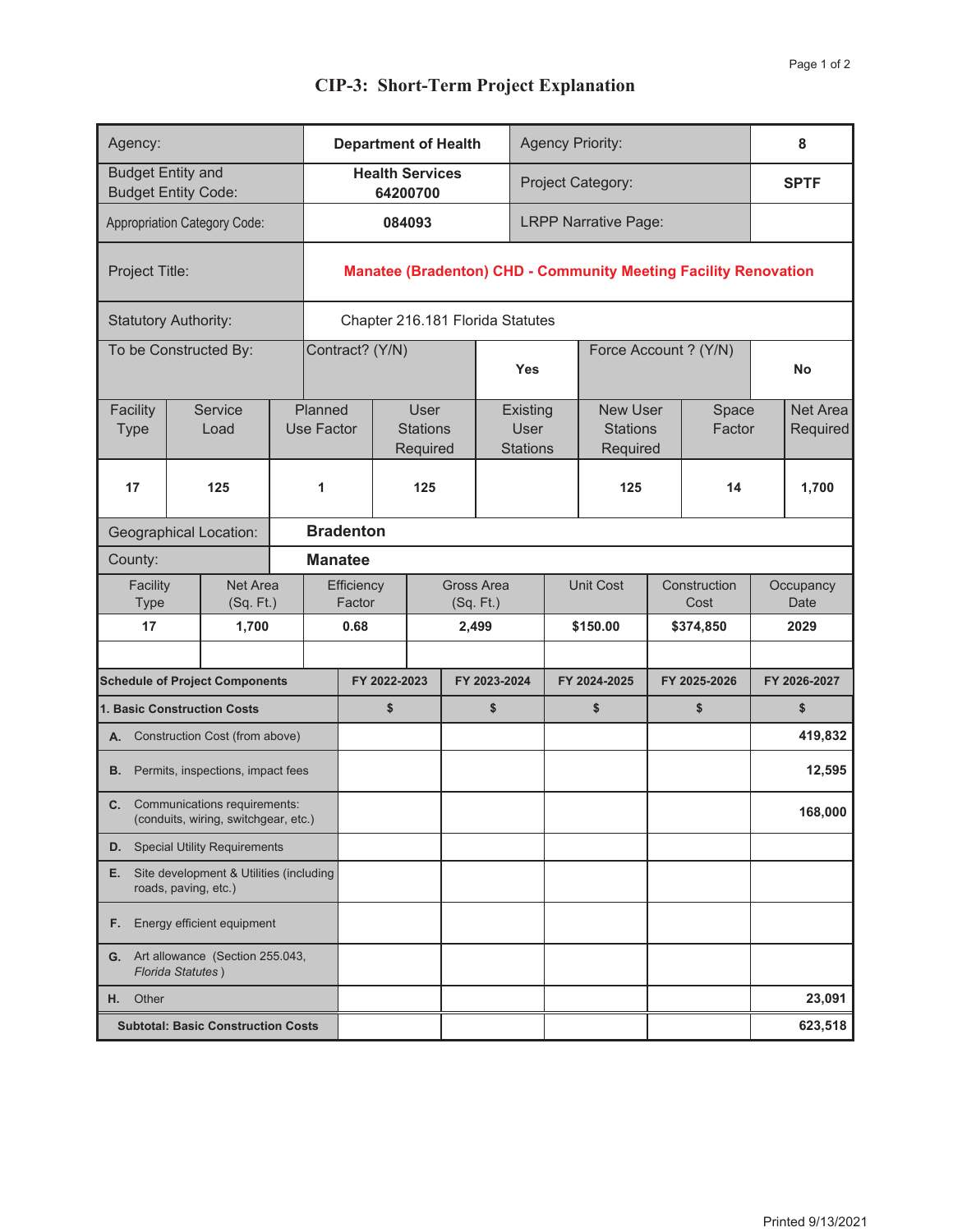# CIP-3: Short-Term Project Explanation

| | | | |
|---|---|---|---|
| Agency: | Department of Health | Agency Priority: | 8 |
| Budget Entity and Budget Entity Code: | Health Services 64200700 | Project Category: | SPTF |
| Appropriation Category Code: | 084093 | LRPP Narrative Page: | |
| Project Title: | Manatee (Bradenton) CHD - Community Meeting Facility Renovation | | |
| Statutory Authority: | Chapter 216.181 Florida Statutes | | |
| To be Constructed By: | Contract? (Y/N) Yes | Force Account ? (Y/N) | No |

| Facility Type | Service Load | Planned Use Factor | User Stations Required | Existing User Stations | New User Stations Required | Space Factor | Net Area Required |
|---|---|---|---|---|---|---|---|
| 17 | 125 | 1 | 125 | | 125 | 14 | 1,700 |

Geographical Location: **Bradenton**

County: **Manatee**

| Facility Type | Net Area (Sq. Ft.) | Efficiency Factor | Gross Area (Sq. Ft.) | Unit Cost | Construction Cost | Occupancy Date |
|---|---|---|---|---|---|---|
| 17 | 1,700 | 0.68 | 2,499 | $150.00 | $374,850 | 2029 |
| | | | | | | |

| Schedule of Project Components | FY 2022-2023 | FY 2023-2024 | FY 2024-2025 | FY 2025-2026 | FY 2026-2027 |
|---|---|---|---|---|---|
| **1. Basic Construction Costs** | $ | $ | $ | $ | $ |
| A. Construction Cost (from above) | | | | | 419,832 |
| B. Permits, inspections, impact fees | | | | | 12,595 |
| C. Communications requirements: (conduits, wiring, switchgear, etc.) | | | | | 168,000 |
| D. Special Utility Requirements | | | | | |
| E. Site development & Utilities (including roads, paving, etc.) | | | | | |
| F. Energy efficient equipment | | | | | |
| G. Art allowance (Section 255.043, *Florida Statutes*) | | | | | |
| H. Other | | | | | 23,091 |
| **Subtotal: Basic Construction Costs** | | | | | 623,518 |

Printed 9/13/2021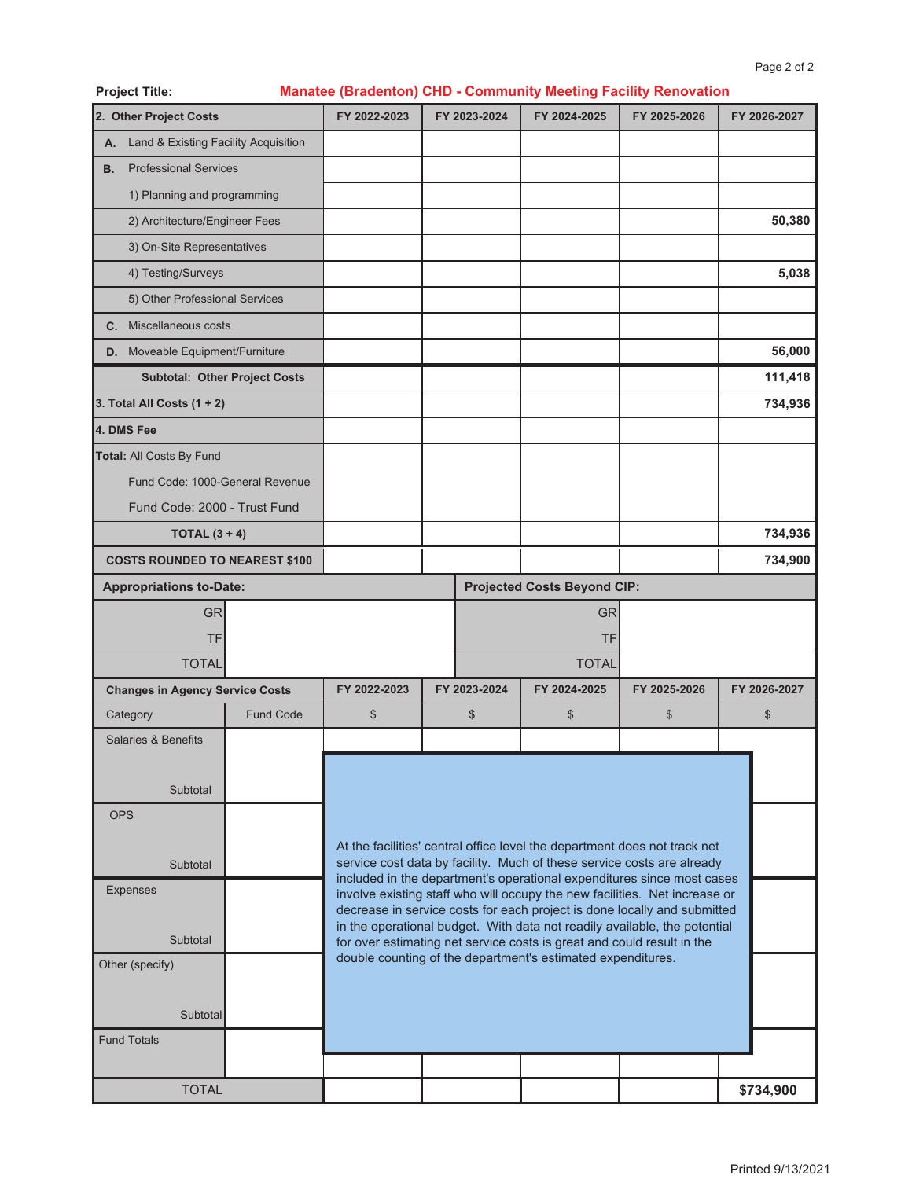**Project Title:** Manatee (Bradenton) CHD - Community Meeting Facility Renovation

| 2. Other Project Costs | FY 2022-2023 | FY 2023-2024 | FY 2024-2025 | FY 2025-2026 | FY 2026-2027 |
|---|---|---|---|---|---|
| **A.** Land & Existing Facility Acquisition | | | | | |
| **B.** Professional Services | | | | | |
| 1) Planning and programming | | | | | |
| 2) Architecture/Engineer Fees | | | | | 50,380 |
| 3) On-Site Representatives | | | | | |
| 4) Testing/Surveys | | | | | 5,038 |
| 5) Other Professional Services | | | | | |
| **C.** Miscellaneous costs | | | | | |
| **D.** Moveable Equipment/Furniture | | | | | 56,000 |
| **Subtotal: Other Project Costs** | | | | | 111,418 |
| **3. Total All Costs (1 + 2)** | | | | | 734,936 |
| **4. DMS Fee** | | | | | |
| **Total:** All Costs By Fund | | | | | |
| Fund Code: 1000-General Revenue | | | | | |
| Fund Code: 2000 - Trust Fund | | | | | |
| **TOTAL (3 + 4)** | | | | | 734,936 |
| **COSTS ROUNDED TO NEAREST $100** | | | | | 734,900 |

| **Appropriations to-Date:** | | **Projected Costs Beyond CIP:** | |
|---|---|---|---|
| GR | | GR | |
| TF | | TF | |
| TOTAL | | TOTAL | |

| Changes in Agency Service Costs | | FY 2022-2023 | FY 2023-2024 | FY 2024-2025 | FY 2025-2026 | FY 2026-2027 |
|---|---|---|---|---|---|---|
| Category | Fund Code | $ | $ | $ | $ | $ |
| Salaries & Benefits | | | | | | |
| Subtotal | | | | | | |
| OPS | | | | | | |
| Subtotal | | | | | | |
| Expenses | | | | | | |
| Subtotal | | | | | | |
| Other (specify) | | | | | | |
| Subtotal | | | | | | |
| Fund Totals | | | | | | |
| TOTAL | | | | | | $734,900 |

At the facilities' central office level the department does not track net service cost data by facility. Much of these service costs are already included in the department's operational expenditures since most cases involve existing staff who will occupy the new facilities. Net increase or decrease in service costs for each project is done locally and submitted in the operational budget. With data not readily available, the potential for over estimating net service costs is great and could result in the double counting of the department's estimated expenditures.

Printed 9/13/2021